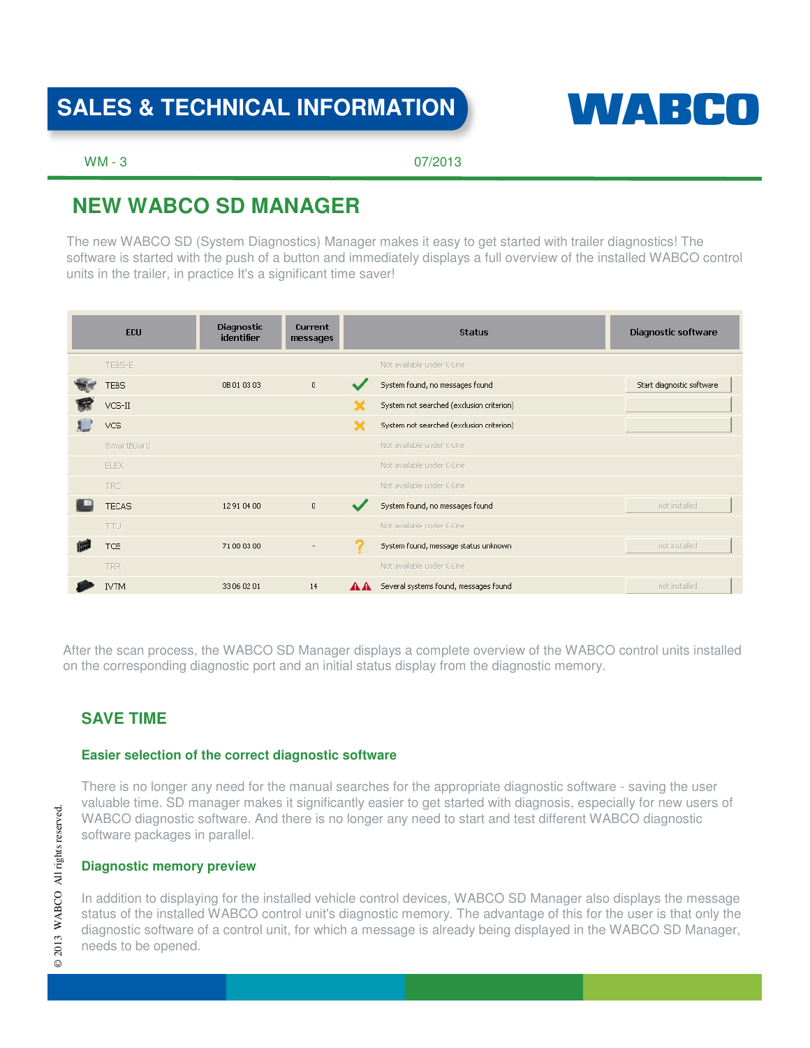# SALES & TECHNICAL INFORMATION

WM - 3 07/2013

## NEW WABCO SD MANAGER

The new WABCO SD (System Diagnostics) Manager makes it easy to get started with trailer diagnostics! The software is started with the push of a button and immediately displays a full overview of the installed WABCO control units in the trailer, in practice It's a significant time saver!

| ECU | Diagnostic identifier | Current messages | Status | Diagnostic software |
|---|---|---|---|---|
| TEBS-E | | | Not available under K-Line | |
| TEBS | 08 01 03 03 | 0 | ✔ System found, no messages found | Start diagnostic software |
| VCS-II | | | ✖ System not searched (exclusion criterion) | |
| VCS | | | ✖ System not searched (exclusion criterion) | |
| SmartBoard | | | Not available under K-Line | |
| ELEX | | | Not available under K-Line | |
| TRC | | | Not available under K-Line | |
| TECAS | 12 91 04 00 | 0 | ✔ System found, no messages found | not installed |
| TTU | | | Not available under K-Line | |
| TCE | 71 00 03 00 | - | ? System found, message status unknown | not installed |
| TRR | | | Not available under K-Line | |
| IVTM | 33 06 02 01 | 14 | ⚠⚠ Several systems found, messages found | not installed |

After the scan process, the WABCO SD Manager displays a complete overview of the WABCO control units installed on the corresponding diagnostic port and an initial status display from the diagnostic memory.

### SAVE TIME

#### Easier selection of the correct diagnostic software

There is no longer any need for the manual searches for the appropriate diagnostic software - saving the user valuable time. SD manager makes it significantly easier to get started with diagnosis, especially for new users of WABCO diagnostic software. And there is no longer any need to start and test different WABCO diagnostic software packages in parallel.

#### Diagnostic memory preview

In addition to displaying for the installed vehicle control devices, WABCO SD Manager also displays the message status of the installed WABCO control unit's diagnostic memory. The advantage of this for the user is that only the diagnostic software of a control unit, for which a message is already being displayed in the WABCO SD Manager, needs to be opened.

© 2013 WABCO All rights reserved.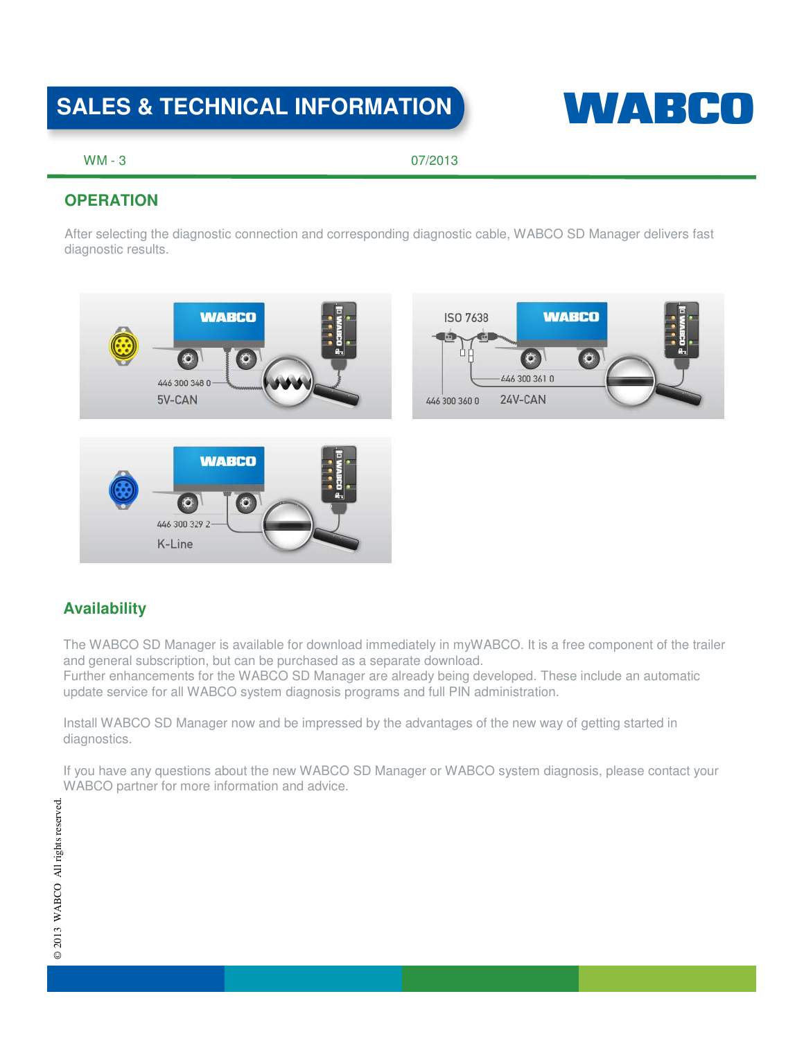## OPERATION

After selecting the diagnostic connection and corresponding diagnostic cable, WABCO SD Manager delivers fast diagnostic results.

446 300 348 0
5V-CAN

ISO 7638
446 300 361 0
446 300 360 0
24V-CAN

446 300 329 2
K-Line

## Availability

The WABCO SD Manager is available for download immediately in myWABCO. It is a free component of the trailer and general subscription, but can be purchased as a separate download.
Further enhancements for the WABCO SD Manager are already being developed. These include an automatic update service for all WABCO system diagnosis programs and full PIN administration.

Install WABCO SD Manager now and be impressed by the advantages of the new way of getting started in diagnostics.

If you have any questions about the new WABCO SD Manager or WABCO system diagnosis, please contact your WABCO partner for more information and advice.

© 2013 WABCO All rights reserved.